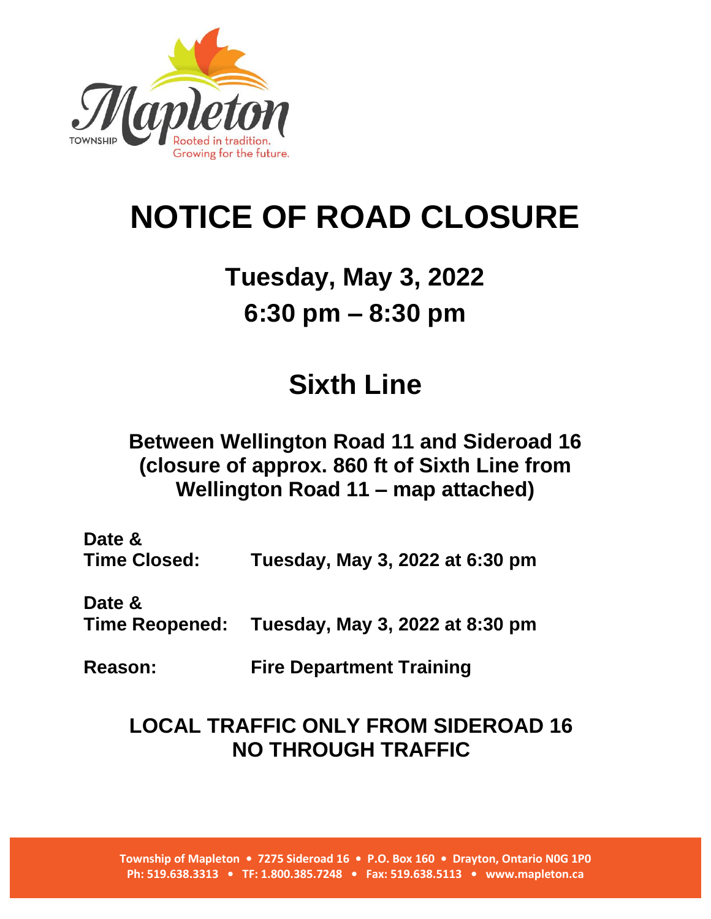Township Mapleton

Rooted in tradition. Growing for the future.

# NOTICE OF ROAD CLOSURE

## Tuesday, May 3, 2022
## 6:30 pm – 8:30 pm

# Sixth Line

### Between Wellington Road 11 and Sideroad 16 (closure of approx. 860 ft of Sixth Line from Wellington Road 11 – map attached)

**Date & Time Closed:** **Tuesday, May 3, 2022 at 6:30 pm**

**Date & Time Reopened:** **Tuesday, May 3, 2022 at 8:30 pm**

**Reason:** **Fire Department Training**

### LOCAL TRAFFIC ONLY FROM SIDEROAD 16
### NO THROUGH TRAFFIC

**Township of Mapleton • 7275 Sideroad 16 • P.O. Box 160 • Drayton, Ontario N0G 1P0**
**Ph: 519.638.3313 • TF: 1.800.385.7248 • Fax: 519.638.5113 • www.mapleton.ca**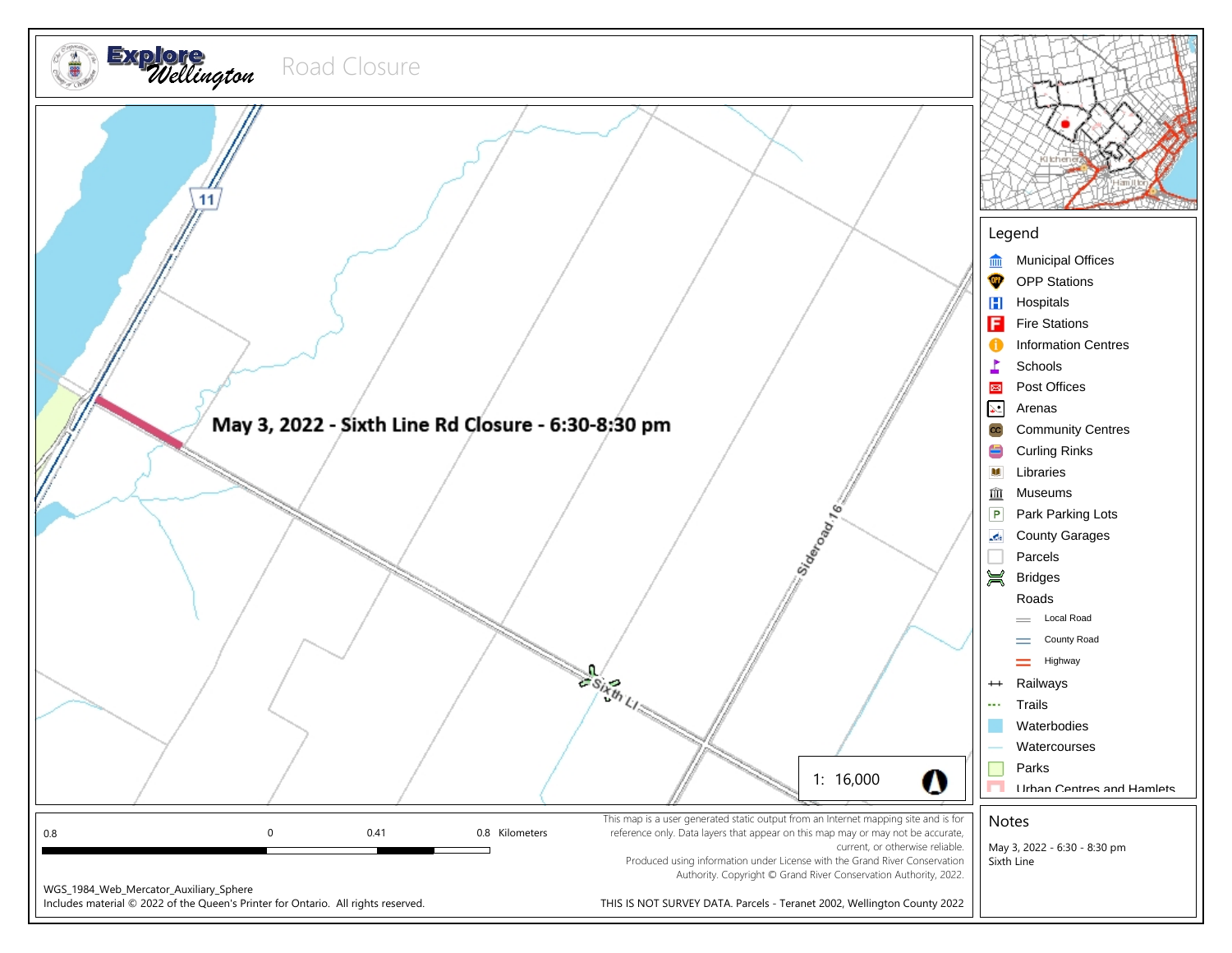# Explore Wellington — Road Closure

May 3, 2022 - Sixth Line Rd Closure - 6:30-8:30 pm

11

Sideroad 16

Sixth Ln

1: 16,000

## Legend

- Municipal Offices
- OPP Stations
- Hospitals
- Fire Stations
- Information Centres
- Schools
- Post Offices
- Arenas
- Community Centres
- Curling Rinks
- Libraries
- Museums
- Park Parking Lots
- County Garages
- Parcels
- Bridges
- Roads
  - Local Road
  - County Road
  - Highway
- Railways
- Trails
- Waterbodies
- Watercourses
- Parks
- Urban Centres and Hamlets

0.8 0 0.41 0.8 Kilometers

WGS_1984_Web_Mercator_Auxiliary_Sphere

Includes material © 2022 of the Queen's Printer for Ontario. All rights reserved.

This map is a user generated static output from an Internet mapping site and is for reference only. Data layers that appear on this map may or may not be accurate, current, or otherwise reliable.

Produced using information under License with the Grand River Conservation Authority. Copyright © Grand River Conservation Authority, 2022.

THIS IS NOT SURVEY DATA. Parcels - Teranet 2002, Wellington County 2022

## Notes

May 3, 2022 - 6:30 - 8:30 pm
Sixth Line